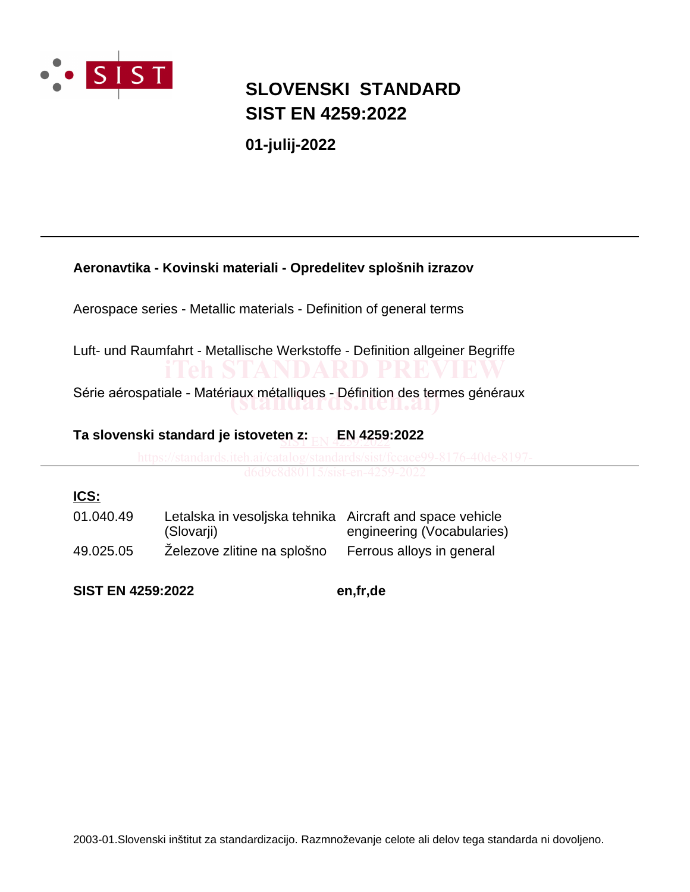# SLOVENSKI STANDARD
# SIST EN 4259:2022

**01-julij-2022**

---

**Aeronavtika - Kovinski materiali - Opredelitev splošnih izrazov**

Aerospace series - Metallic materials - Definition of general terms

Luft- und Raumfahrt - Metallische Werkstoffe - Definition allgeiner Begriffe

Série aérospatiale - Matériaux métalliques - Définition des termes généraux

**Ta slovenski standard je istoveten z: EN 4259:2022**

---

**ICS:**

| | | |
|---|---|---|
| 01.040.49 | Letalska in vesoljska tehnika (Slovarji) | Aircraft and space vehicle engineering (Vocabularies) |
| 49.025.05 | Železove zlitine na splošno | Ferrous alloys in general |

**SIST EN 4259:2022** **en,fr,de**

2003-01.Slovenski inštitut za standardizacijo. Razmnoževanje celote ali delov tega standarda ni dovoljeno.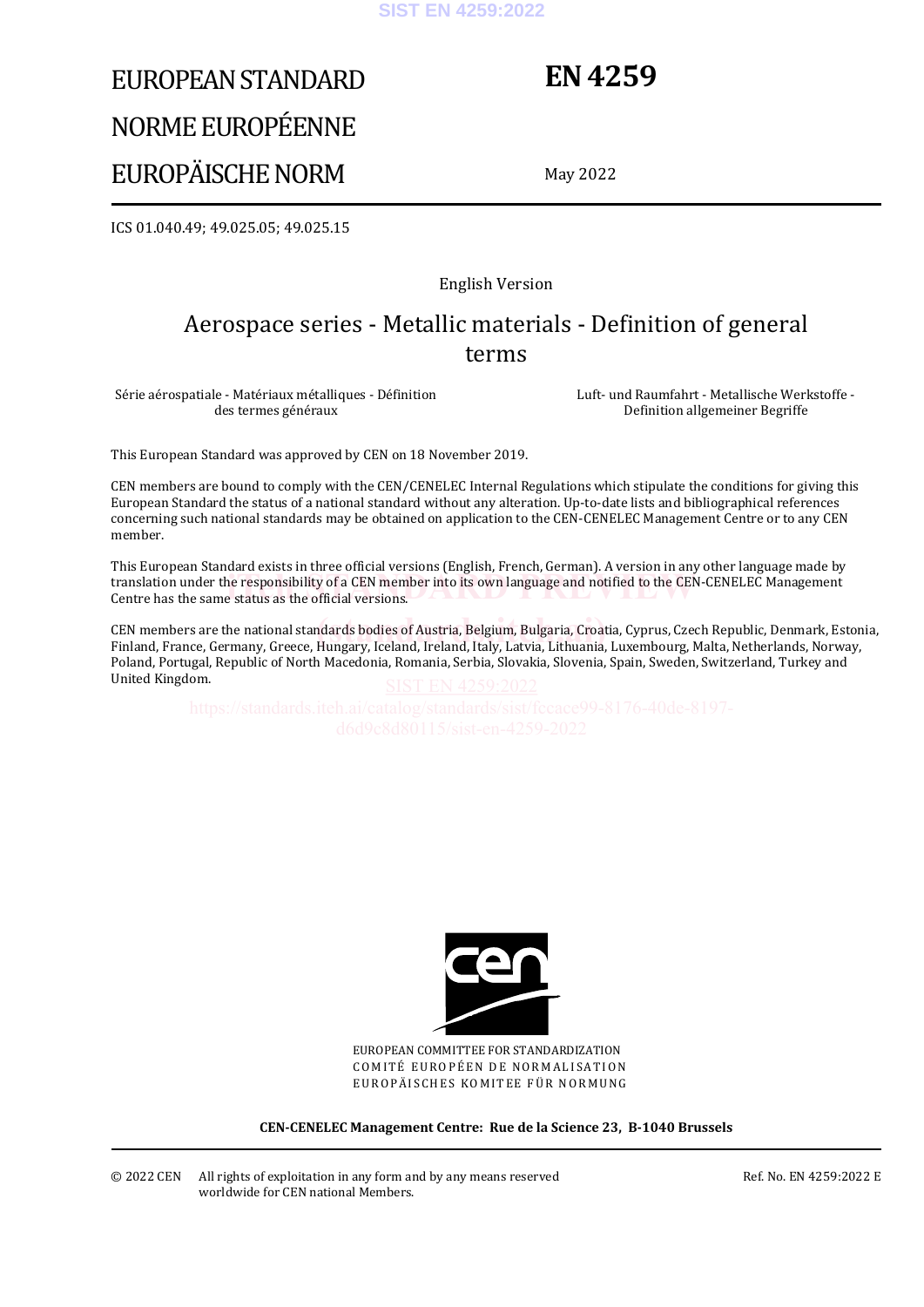# EUROPEAN STANDARD
# NORME EUROPÉENNE
# EUROPÄISCHE NORM

# EN 4259

May 2022

ICS 01.040.49; 49.025.05; 49.025.15

English Version

## Aerospace series - Metallic materials - Definition of general terms

Série aérospatiale - Matériaux métalliques - Définition des termes généraux

Luft- und Raumfahrt - Metallische Werkstoffe - Definition allgemeiner Begriffe

This European Standard was approved by CEN on 18 November 2019.

CEN members are bound to comply with the CEN/CENELEC Internal Regulations which stipulate the conditions for giving this European Standard the status of a national standard without any alteration. Up-to-date lists and bibliographical references concerning such national standards may be obtained on application to the CEN-CENELEC Management Centre or to any CEN member.

This European Standard exists in three official versions (English, French, German). A version in any other language made by translation under the responsibility of a CEN member into its own language and notified to the CEN-CENELEC Management Centre has the same status as the official versions.

CEN members are the national standards bodies of Austria, Belgium, Bulgaria, Croatia, Cyprus, Czech Republic, Denmark, Estonia, Finland, France, Germany, Greece, Hungary, Iceland, Ireland, Italy, Latvia, Lithuania, Luxembourg, Malta, Netherlands, Norway, Poland, Portugal, Republic of North Macedonia, Romania, Serbia, Slovakia, Slovenia, Spain, Sweden, Switzerland, Turkey and United Kingdom.

EUROPEAN COMMITTEE FOR STANDARDIZATION
COMITÉ EUROPÉEN DE NORMALISATION
EUROPÄISCHES KOMITEE FÜR NORMUNG

**CEN-CENELEC Management Centre: Rue de la Science 23, B-1040 Brussels**

© 2022 CEN All rights of exploitation in any form and by any means reserved worldwide for CEN national Members.

Ref. No. EN 4259:2022 E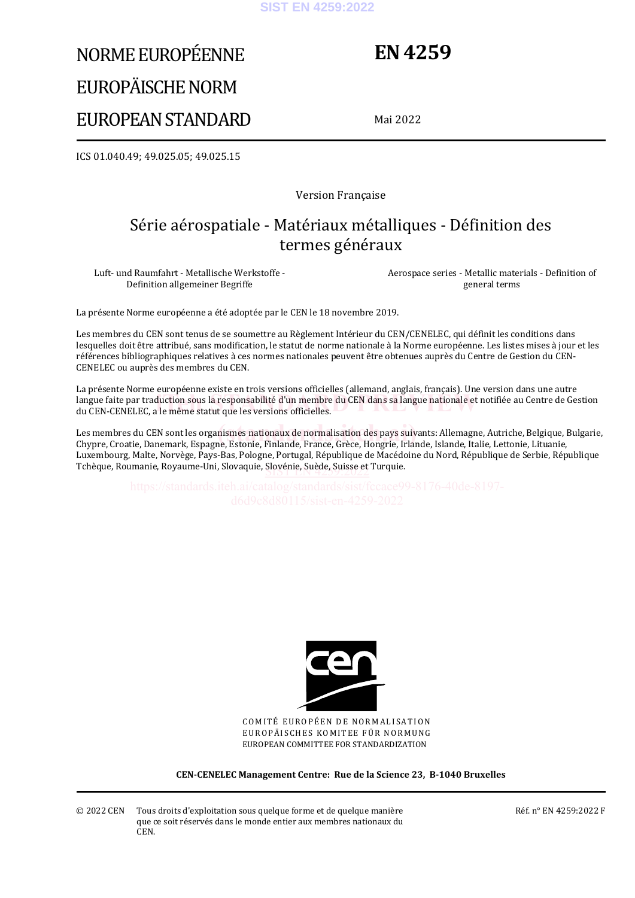# NORME EUROPÉENNE

# EUROPÄISCHE NORM

# EUROPEAN STANDARD

# EN 4259

Mai 2022

ICS 01.040.49; 49.025.05; 49.025.15

Version Française

## Série aérospatiale - Matériaux métalliques - Définition des termes généraux

Luft- und Raumfahrt - Metallische Werkstoffe - Definition allgemeiner Begriffe

Aerospace series - Metallic materials - Definition of general terms

La présente Norme européenne a été adoptée par le CEN le 18 novembre 2019.

Les membres du CEN sont tenus de se soumettre au Règlement Intérieur du CEN/CENELEC, qui définit les conditions dans lesquelles doit être attribué, sans modification, le statut de norme nationale à la Norme européenne. Les listes mises à jour et les références bibliographiques relatives à ces normes nationales peuvent être obtenues auprès du Centre de Gestion du CEN-CENELEC ou auprès des membres du CEN.

La présente Norme européenne existe en trois versions officielles (allemand, anglais, français). Une version dans une autre langue faite par traduction sous la responsabilité d'un membre du CEN dans sa langue nationale et notifiée au Centre de Gestion du CEN-CENELEC, a le même statut que les versions officielles.

Les membres du CEN sont les organismes nationaux de normalisation des pays suivants: Allemagne, Autriche, Belgique, Bulgarie, Chypre, Croatie, Danemark, Espagne, Estonie, Finlande, France, Grèce, Hongrie, Irlande, Islande, Italie, Lettonie, Lituanie, Luxembourg, Malte, Norvège, Pays-Bas, Pologne, Portugal, République de Macédoine du Nord, République de Serbie, République Tchèque, Roumanie, Royaume-Uni, Slovaquie, Slovénie, Suède, Suisse et Turquie.

COMITÉ EUROPÉEN DE NORMALISATION
EUROPÄISCHES KOMITEE FÜR NORMUNG
EUROPEAN COMMITTEE FOR STANDARDIZATION

**CEN-CENELEC Management Centre: Rue de la Science 23, B-1040 Bruxelles**

© 2022 CEN Tous droits d'exploitation sous quelque forme et de quelque manière que ce soit réservés dans le monde entier aux membres nationaux du CEN.

Réf. n° EN 4259:2022 F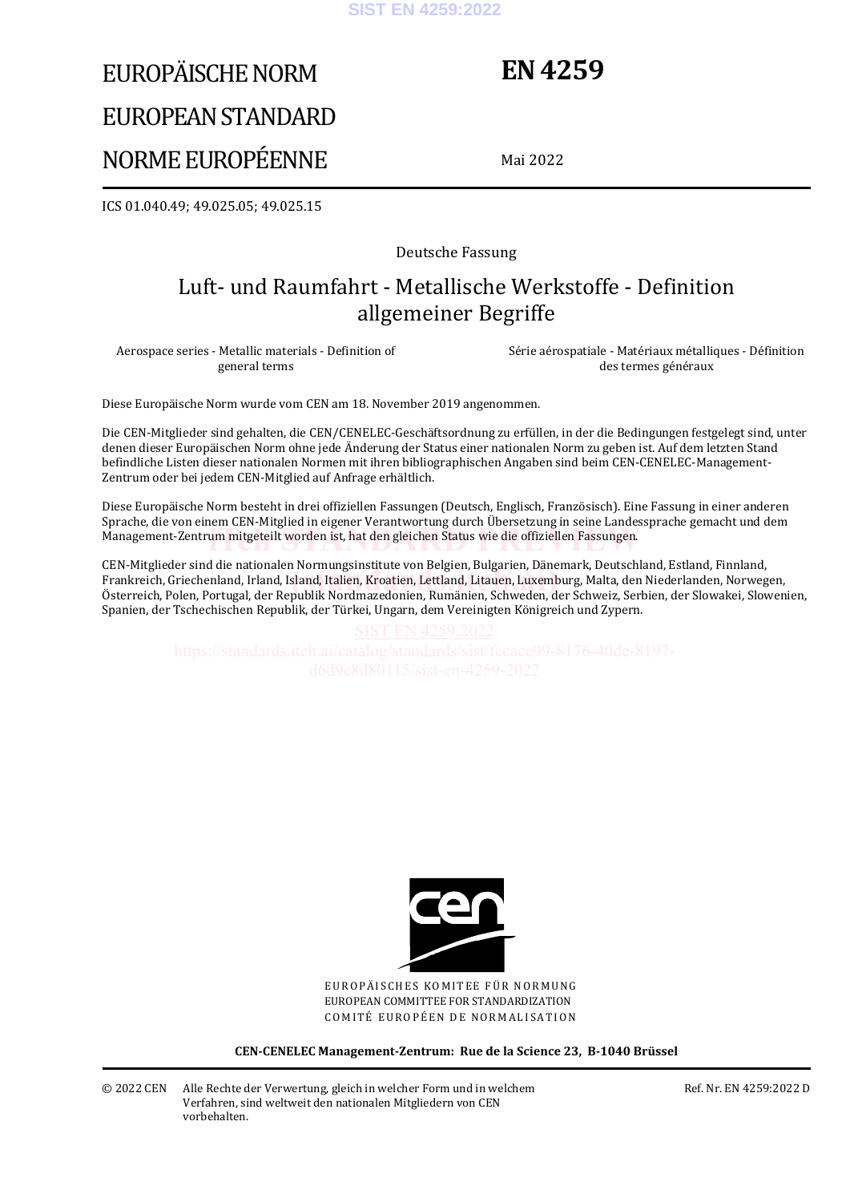# EUROPÄISCHE NORM
# EUROPEAN STANDARD
# NORME EUROPÉENNE

**EN 4259**

Mai 2022

ICS 01.040.49; 49.025.05; 49.025.15

Deutsche Fassung

## Luft- und Raumfahrt - Metallische Werkstoffe - Definition allgemeiner Begriffe

Aerospace series - Metallic materials - Definition of general terms

Série aérospatiale - Matériaux métalliques - Définition des termes généraux

Diese Europäische Norm wurde vom CEN am 18. November 2019 angenommen.

Die CEN-Mitglieder sind gehalten, die CEN/CENELEC-Geschäftsordnung zu erfüllen, in der die Bedingungen festgelegt sind, unter denen dieser Europäischen Norm ohne jede Änderung der Status einer nationalen Norm zu geben ist. Auf dem letzten Stand befindliche Listen dieser nationalen Normen mit ihren bibliographischen Angaben sind beim CEN-CENELEC-Management-Zentrum oder bei jedem CEN-Mitglied auf Anfrage erhältlich.

Diese Europäische Norm besteht in drei offiziellen Fassungen (Deutsch, Englisch, Französisch). Eine Fassung in einer anderen Sprache, die von einem CEN-Mitglied in eigener Verantwortung durch Übersetzung in seine Landessprache gemacht und dem Management-Zentrum mitgeteilt worden ist, hat den gleichen Status wie die offiziellen Fassungen.

CEN-Mitglieder sind die nationalen Normungsinstitute von Belgien, Bulgarien, Dänemark, Deutschland, Estland, Finnland, Frankreich, Griechenland, Irland, Island, Italien, Kroatien, Lettland, Litauen, Luxemburg, Malta, den Niederlanden, Norwegen, Österreich, Polen, Portugal, der Republik Nordmazedonien, Rumänien, Schweden, der Schweiz, Serbien, der Slowakei, Slowenien, Spanien, der Tschechischen Republik, der Türkei, Ungarn, dem Vereinigten Königreich und Zypern.

EUROPÄISCHES KOMITEE FÜR NORMUNG
EUROPEAN COMMITTEE FOR STANDARDIZATION
COMITÉ EUROPÉEN DE NORMALISATION

**CEN-CENELEC Management-Zentrum: Rue de la Science 23, B-1040 Brüssel**

© 2022 CEN Alle Rechte der Verwertung, gleich in welcher Form und in welchem Verfahren, sind weltweit den nationalen Mitgliedern von CEN vorbehalten.

Ref. Nr. EN 4259:2022 D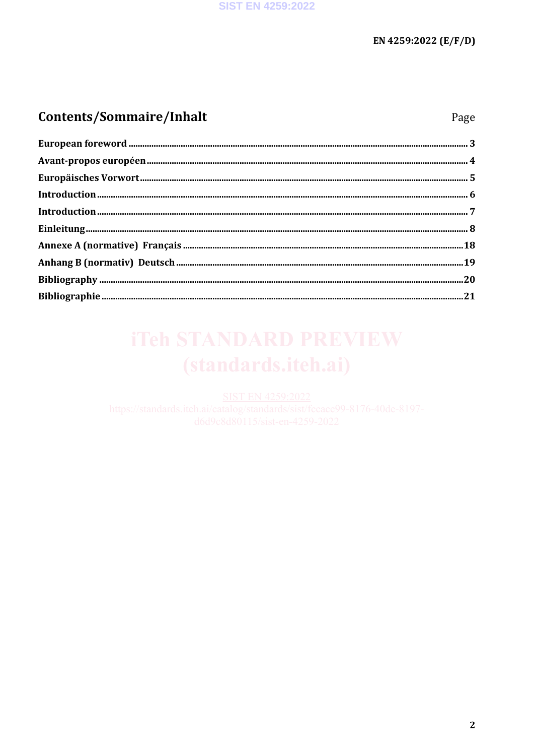## Contents/Sommaire/Inhalt

Page

| | |
|---|---|
| **European foreword** | **3** |
| **Avant-propos européen** | **4** |
| **Europäisches Vorwort** | **5** |
| **Introduction** | **6** |
| **Introduction** | **7** |
| **Einleitung** | **8** |
| **Annexe A (normative) Français** | **18** |
| **Anhang B (normativ) Deutsch** | **19** |
| **Bibliography** | **20** |
| **Bibliographie** | **21** |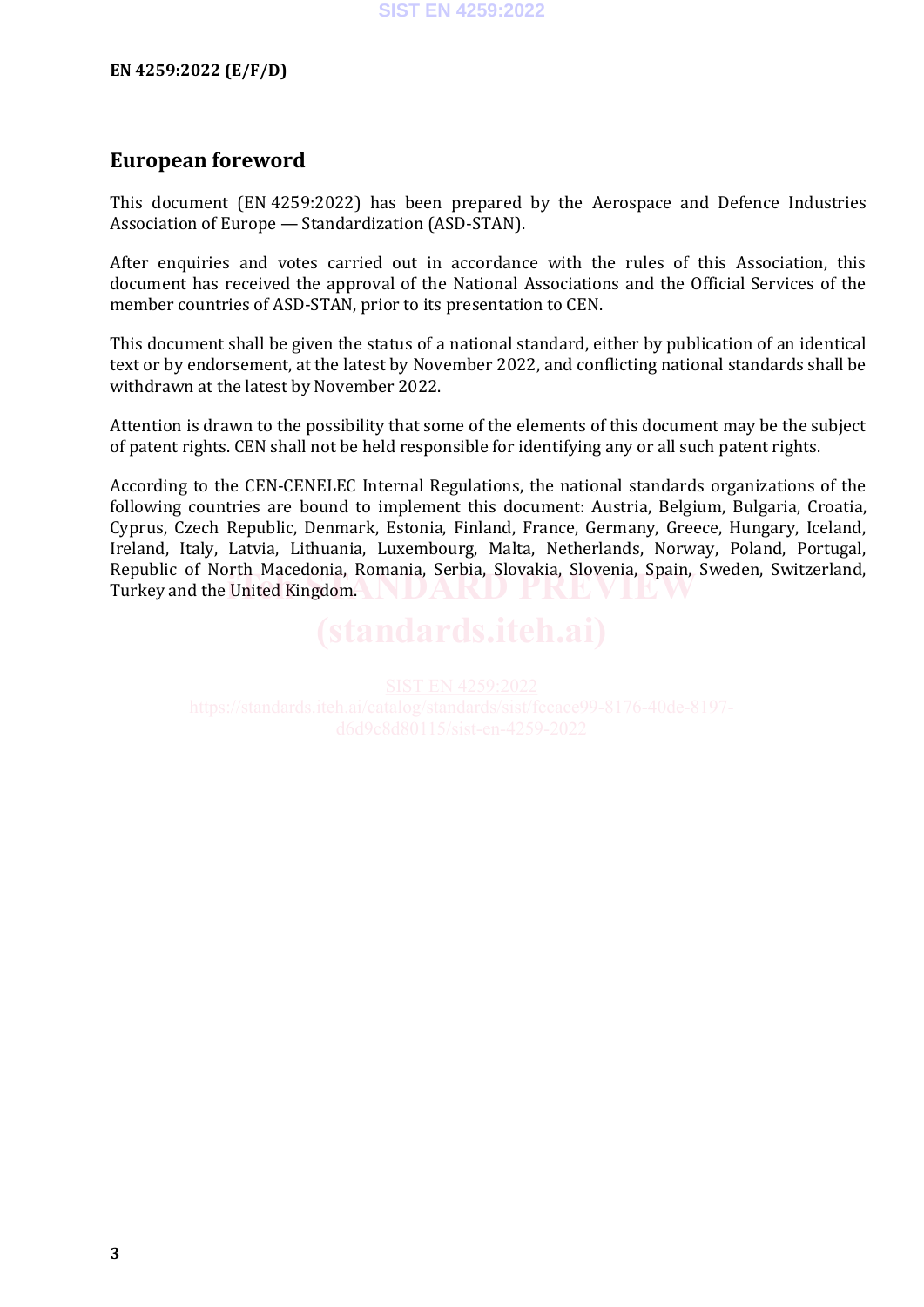## European foreword

This document (EN 4259:2022) has been prepared by the Aerospace and Defence Industries Association of Europe — Standardization (ASD-STAN).

After enquiries and votes carried out in accordance with the rules of this Association, this document has received the approval of the National Associations and the Official Services of the member countries of ASD-STAN, prior to its presentation to CEN.

This document shall be given the status of a national standard, either by publication of an identical text or by endorsement, at the latest by November 2022, and conflicting national standards shall be withdrawn at the latest by November 2022.

Attention is drawn to the possibility that some of the elements of this document may be the subject of patent rights. CEN shall not be held responsible for identifying any or all such patent rights.

According to the CEN-CENELEC Internal Regulations, the national standards organizations of the following countries are bound to implement this document: Austria, Belgium, Bulgaria, Croatia, Cyprus, Czech Republic, Denmark, Estonia, Finland, France, Germany, Greece, Hungary, Iceland, Ireland, Italy, Latvia, Lithuania, Luxembourg, Malta, Netherlands, Norway, Poland, Portugal, Republic of North Macedonia, Romania, Serbia, Slovakia, Slovenia, Spain, Sweden, Switzerland, Turkey and the United Kingdom.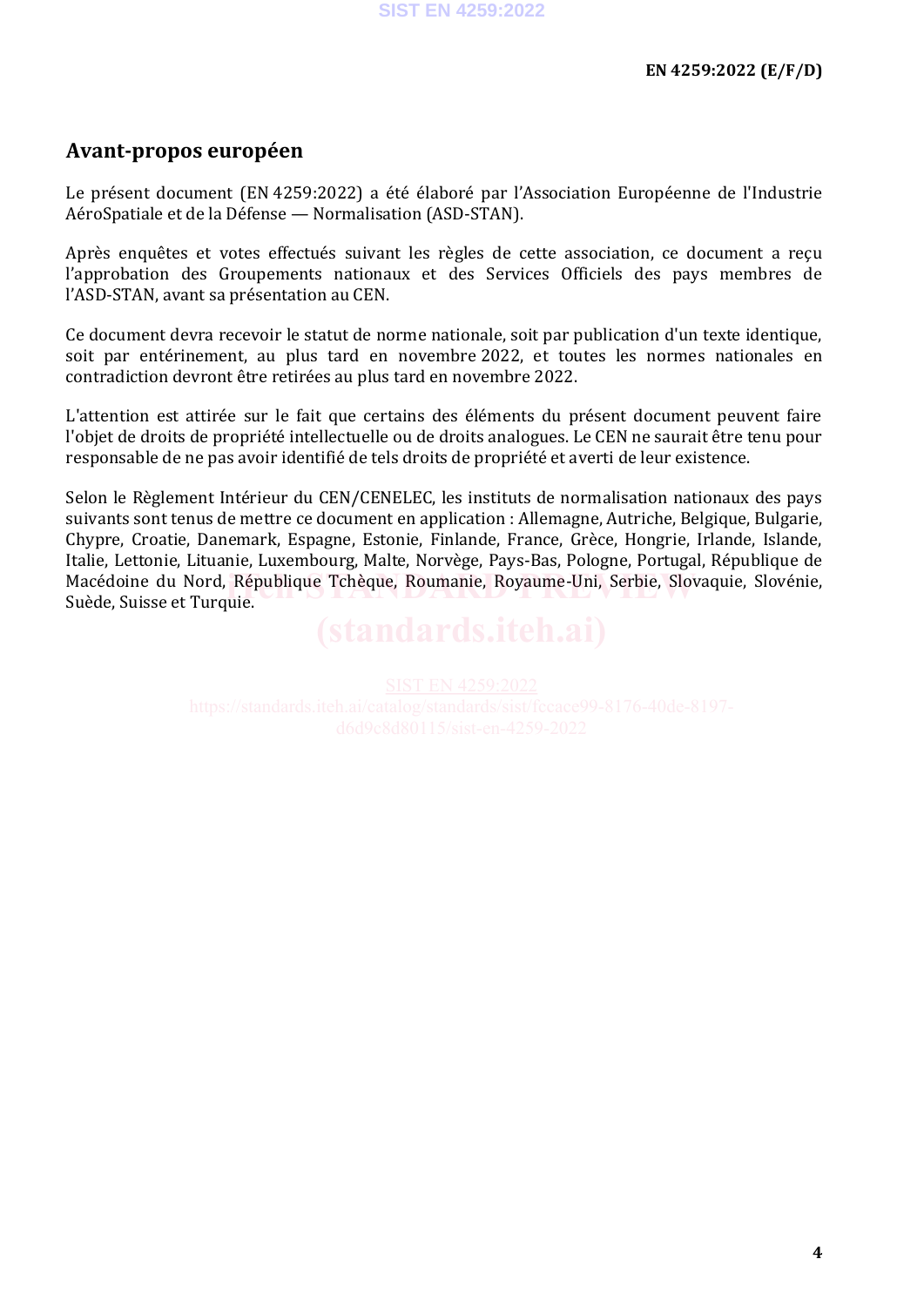## Avant-propos européen

Le présent document (EN 4259:2022) a été élaboré par l'Association Européenne de l'Industrie AéroSpatiale et de la Défense — Normalisation (ASD-STAN).

Après enquêtes et votes effectués suivant les règles de cette association, ce document a reçu l'approbation des Groupements nationaux et des Services Officiels des pays membres de l'ASD-STAN, avant sa présentation au CEN.

Ce document devra recevoir le statut de norme nationale, soit par publication d'un texte identique, soit par entérinement, au plus tard en novembre 2022, et toutes les normes nationales en contradiction devront être retirées au plus tard en novembre 2022.

L'attention est attirée sur le fait que certains des éléments du présent document peuvent faire l'objet de droits de propriété intellectuelle ou de droits analogues. Le CEN ne saurait être tenu pour responsable de ne pas avoir identifié de tels droits de propriété et averti de leur existence.

Selon le Règlement Intérieur du CEN/CENELEC, les instituts de normalisation nationaux des pays suivants sont tenus de mettre ce document en application : Allemagne, Autriche, Belgique, Bulgarie, Chypre, Croatie, Danemark, Espagne, Estonie, Finlande, France, Grèce, Hongrie, Irlande, Islande, Italie, Lettonie, Lituanie, Luxembourg, Malte, Norvège, Pays-Bas, Pologne, Portugal, République de Macédoine du Nord, République Tchèque, Roumanie, Royaume-Uni, Serbie, Slovaquie, Slovénie, Suède, Suisse et Turquie.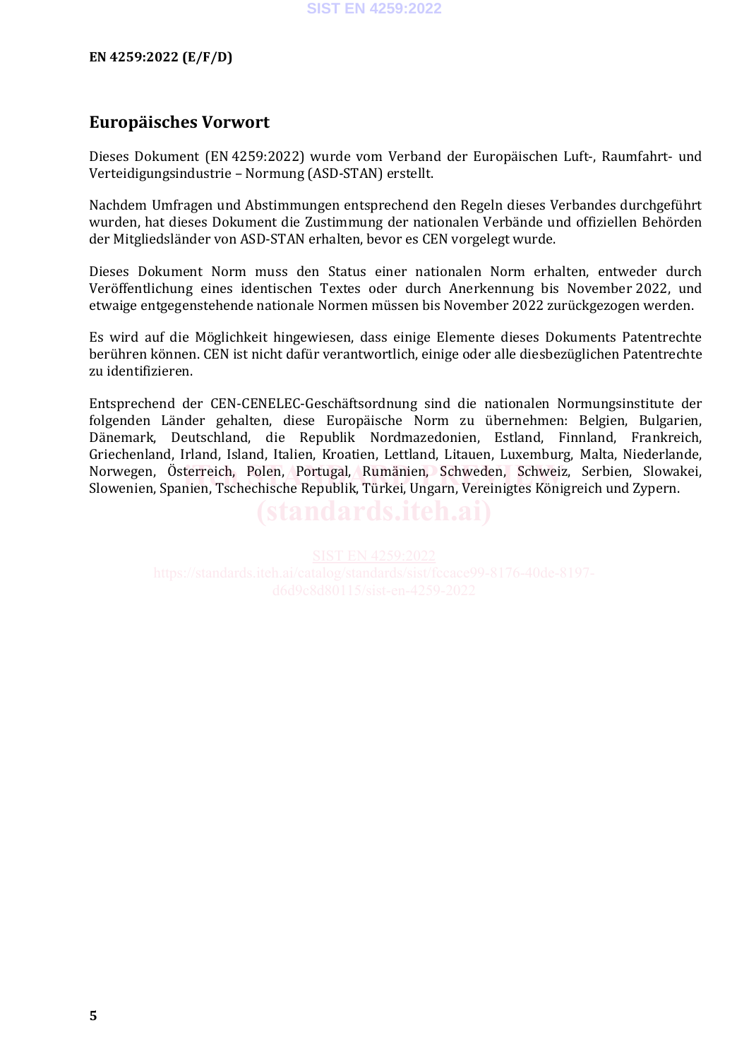## Europäisches Vorwort

Dieses Dokument (EN 4259:2022) wurde vom Verband der Europäischen Luft-, Raumfahrt- und Verteidigungsindustrie – Normung (ASD-STAN) erstellt.

Nachdem Umfragen und Abstimmungen entsprechend den Regeln dieses Verbandes durchgeführt wurden, hat dieses Dokument die Zustimmung der nationalen Verbände und offiziellen Behörden der Mitgliedsländer von ASD-STAN erhalten, bevor es CEN vorgelegt wurde.

Dieses Dokument Norm muss den Status einer nationalen Norm erhalten, entweder durch Veröffentlichung eines identischen Textes oder durch Anerkennung bis November 2022, und etwaige entgegenstehende nationale Normen müssen bis November 2022 zurückgezogen werden.

Es wird auf die Möglichkeit hingewiesen, dass einige Elemente dieses Dokuments Patentrechte berühren können. CEN ist nicht dafür verantwortlich, einige oder alle diesbezüglichen Patentrechte zu identifizieren.

Entsprechend der CEN-CENELEC-Geschäftsordnung sind die nationalen Normungsinstitute der folgenden Länder gehalten, diese Europäische Norm zu übernehmen: Belgien, Bulgarien, Dänemark, Deutschland, die Republik Nordmazedonien, Estland, Finnland, Frankreich, Griechenland, Irland, Island, Italien, Kroatien, Lettland, Litauen, Luxemburg, Malta, Niederlande, Norwegen, Österreich, Polen, Portugal, Rumänien, Schweden, Schweiz, Serbien, Slowakei, Slowenien, Spanien, Tschechische Republik, Türkei, Ungarn, Vereinigtes Königreich und Zypern.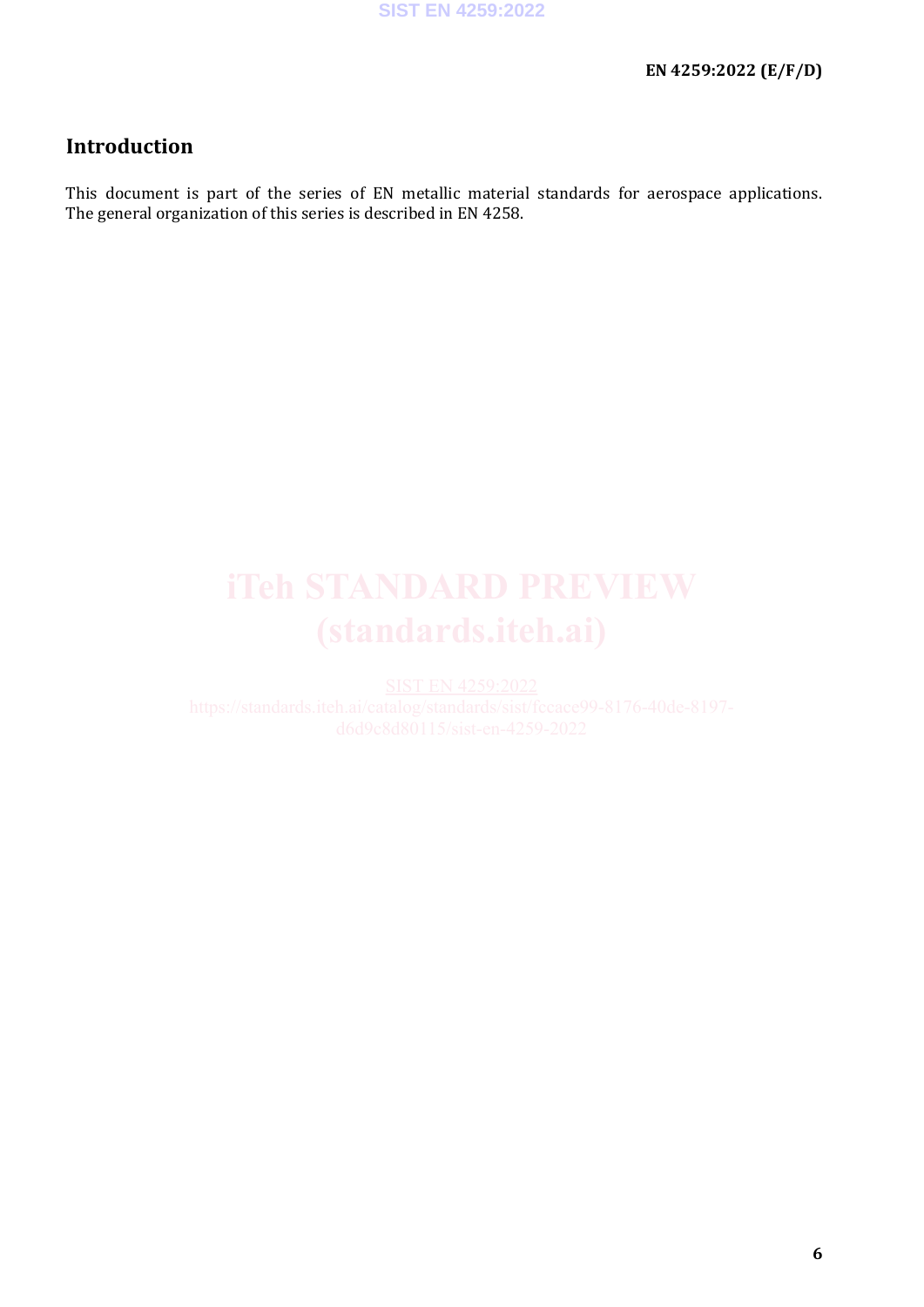## Introduction

This document is part of the series of EN metallic material standards for aerospace applications. The general organization of this series is described in EN 4258.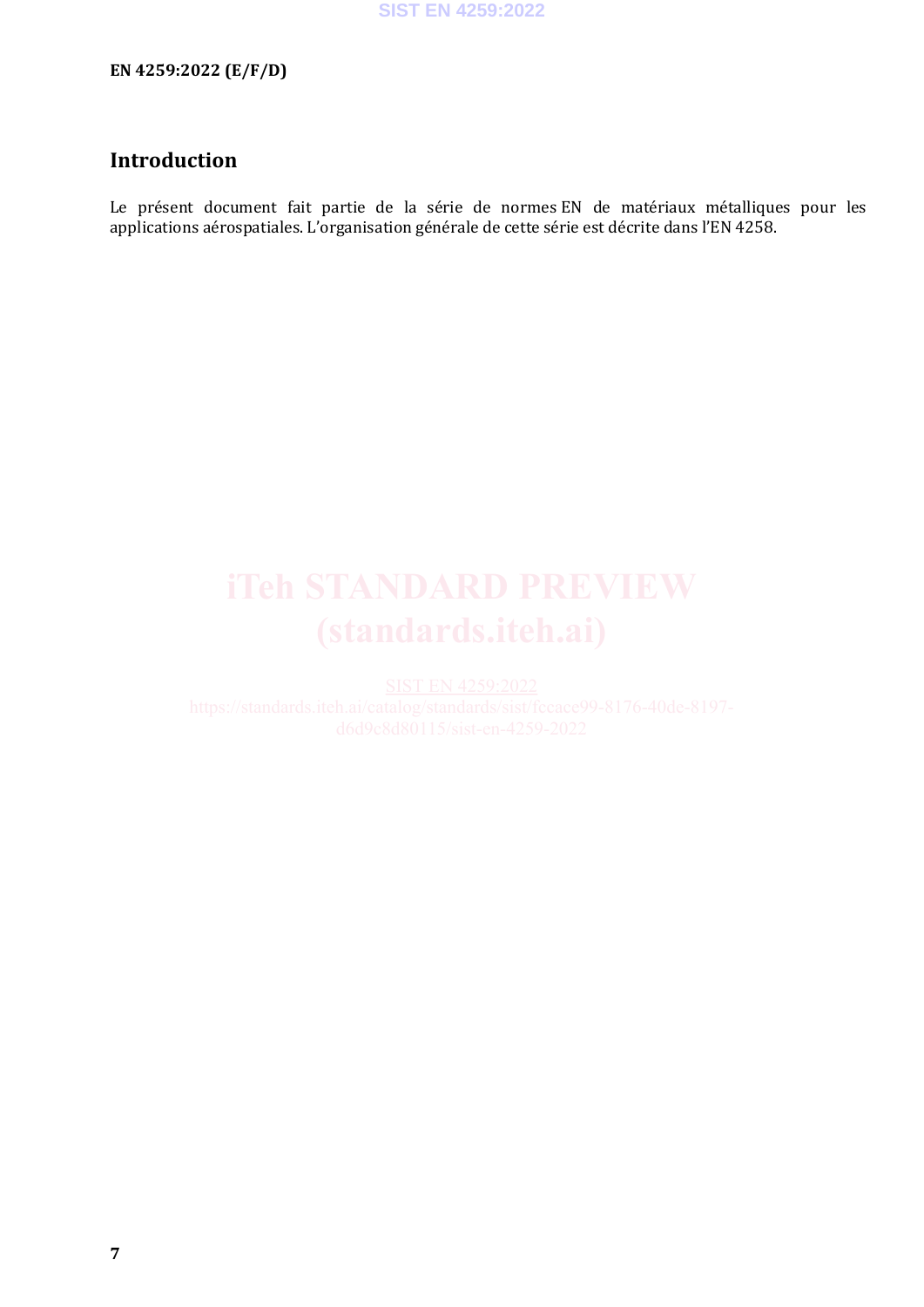## Introduction

Le présent document fait partie de la série de normes EN de matériaux métalliques pour les applications aérospatiales. L'organisation générale de cette série est décrite dans l'EN 4258.